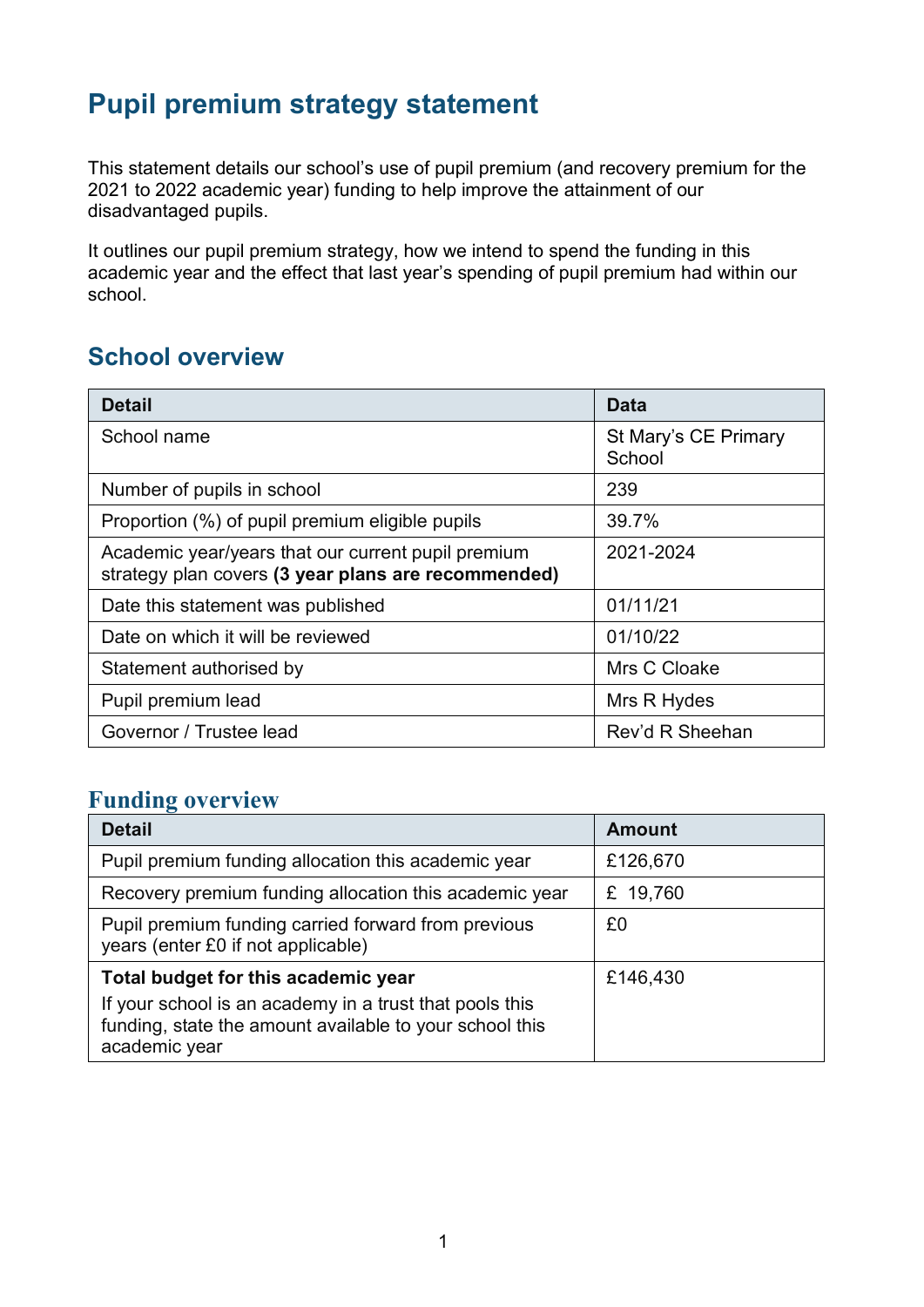# Pupil premium strategy statement

This statement details our school's use of pupil premium (and recovery premium for the 2021 to 2022 academic year) funding to help improve the attainment of our disadvantaged pupils.

It outlines our pupil premium strategy, how we intend to spend the funding in this academic year and the effect that last year's spending of pupil premium had within our school.

## School overview

| Detail | Data |
|---|---|
| School name | St Mary's CE Primary School |
| Number of pupils in school | 239 |
| Proportion (%) of pupil premium eligible pupils | 39.7% |
| Academic year/years that our current pupil premium strategy plan covers **(3 year plans are recommended)** | 2021-2024 |
| Date this statement was published | 01/11/21 |
| Date on which it will be reviewed | 01/10/22 |
| Statement authorised by | Mrs C Cloake |
| Pupil premium lead | Mrs R Hydes |
| Governor / Trustee lead | Rev'd R Sheehan |

## Funding overview

| Detail | Amount |
|---|---|
| Pupil premium funding allocation this academic year | £126,670 |
| Recovery premium funding allocation this academic year | £ 19,760 |
| Pupil premium funding carried forward from previous years (enter £0 if not applicable) | £0 |
| **Total budget for this academic year**<br>If your school is an academy in a trust that pools this funding, state the amount available to your school this academic year | £146,430 |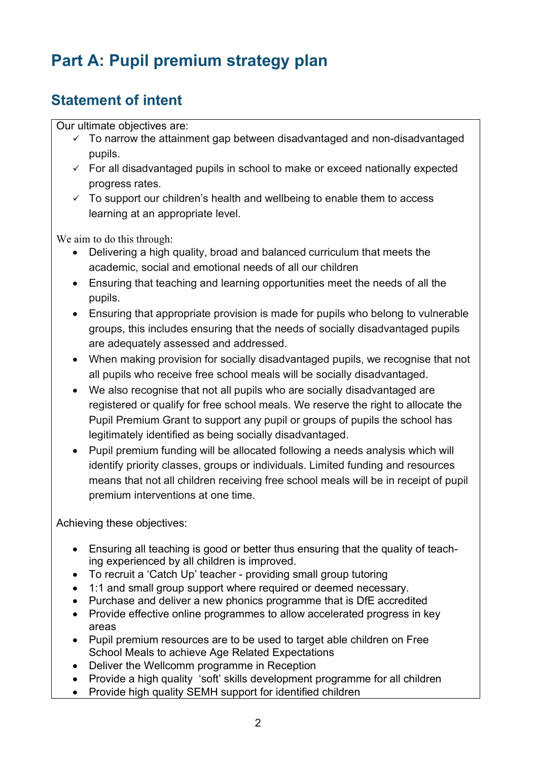# Part A: Pupil premium strategy plan

## Statement of intent

Our ultimate objectives are:

- ✓ To narrow the attainment gap between disadvantaged and non-disadvantaged pupils.
- ✓ For all disadvantaged pupils in school to make or exceed nationally expected progress rates.
- ✓ To support our children's health and wellbeing to enable them to access learning at an appropriate level.

We aim to do this through:

- Delivering a high quality, broad and balanced curriculum that meets the academic, social and emotional needs of all our children
- Ensuring that teaching and learning opportunities meet the needs of all the pupils.
- Ensuring that appropriate provision is made for pupils who belong to vulnerable groups, this includes ensuring that the needs of socially disadvantaged pupils are adequately assessed and addressed.
- When making provision for socially disadvantaged pupils, we recognise that not all pupils who receive free school meals will be socially disadvantaged.
- We also recognise that not all pupils who are socially disadvantaged are registered or qualify for free school meals. We reserve the right to allocate the Pupil Premium Grant to support any pupil or groups of pupils the school has legitimately identified as being socially disadvantaged.
- Pupil premium funding will be allocated following a needs analysis which will identify priority classes, groups or individuals. Limited funding and resources means that not all children receiving free school meals will be in receipt of pupil premium interventions at one time.

Achieving these objectives:

- Ensuring all teaching is good or better thus ensuring that the quality of teaching experienced by all children is improved.
- To recruit a 'Catch Up' teacher - providing small group tutoring
- 1:1 and small group support where required or deemed necessary.
- Purchase and deliver a new phonics programme that is DfE accredited
- Provide effective online programmes to allow accelerated progress in key areas
- Pupil premium resources are to be used to target able children on Free School Meals to achieve Age Related Expectations
- Deliver the Wellcomm programme in Reception
- Provide a high quality 'soft' skills development programme for all children
- Provide high quality SEMH support for identified children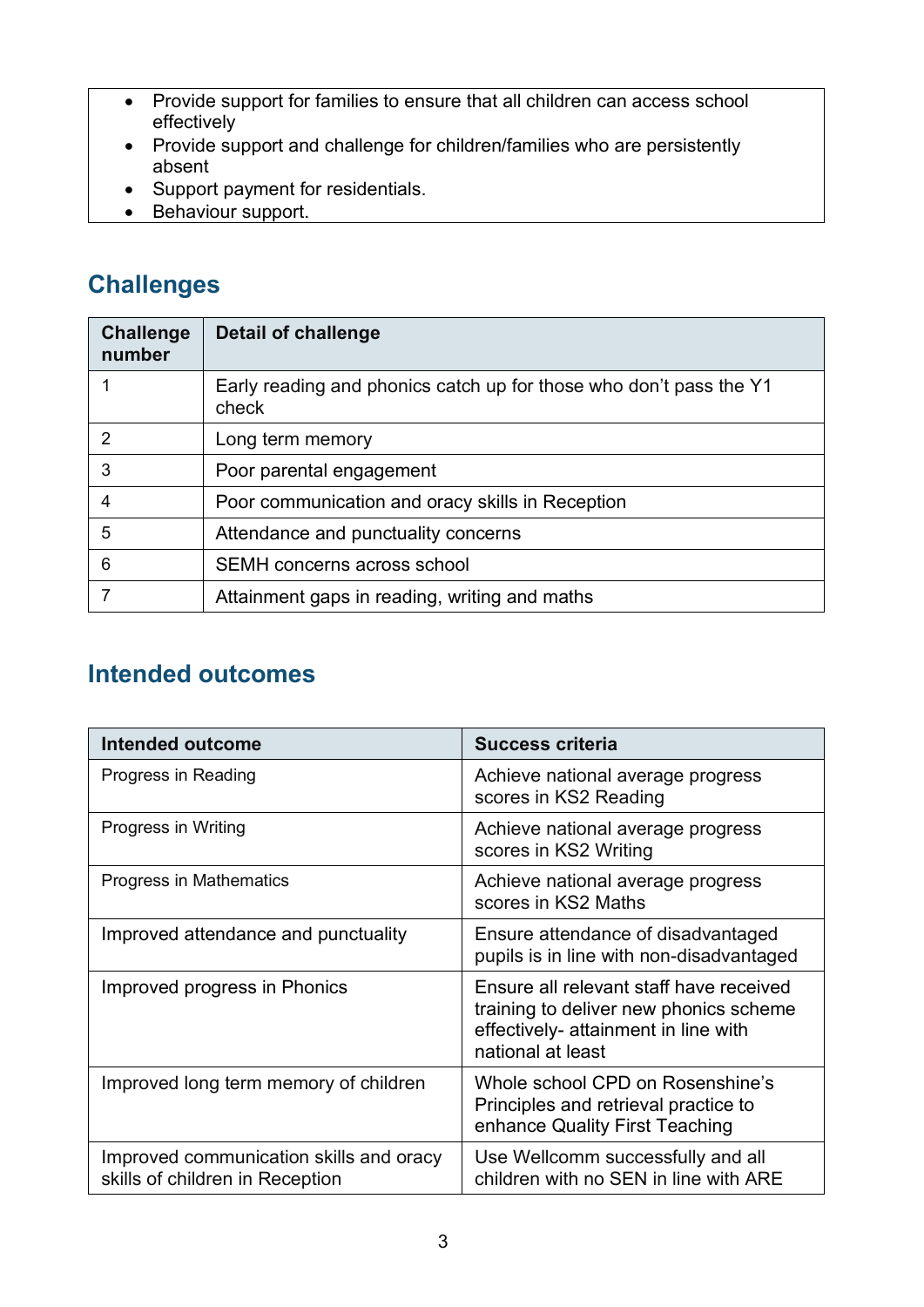- Provide support for families to ensure that all children can access school effectively
- Provide support and challenge for children/families who are persistently absent
- Support payment for residentials.
- Behaviour support.

## Challenges

| Challenge number | Detail of challenge |
|---|---|
| 1 | Early reading and phonics catch up for those who don't pass the Y1 check |
| 2 | Long term memory |
| 3 | Poor parental engagement |
| 4 | Poor communication and oracy skills in Reception |
| 5 | Attendance and punctuality concerns |
| 6 | SEMH concerns across school |
| 7 | Attainment gaps in reading, writing and maths |

## Intended outcomes

| Intended outcome | Success criteria |
|---|---|
| Progress in Reading | Achieve national average progress scores in KS2 Reading |
| Progress in Writing | Achieve national average progress scores in KS2 Writing |
| Progress in Mathematics | Achieve national average progress scores in KS2 Maths |
| Improved attendance and punctuality | Ensure attendance of disadvantaged pupils is in line with non-disadvantaged |
| Improved progress in Phonics | Ensure all relevant staff have received training to deliver new phonics scheme effectively- attainment in line with national at least |
| Improved long term memory of children | Whole school CPD on Rosenshine's Principles and retrieval practice to enhance Quality First Teaching |
| Improved communication skills and oracy skills of children in Reception | Use Wellcomm successfully and all children with no SEN in line with ARE |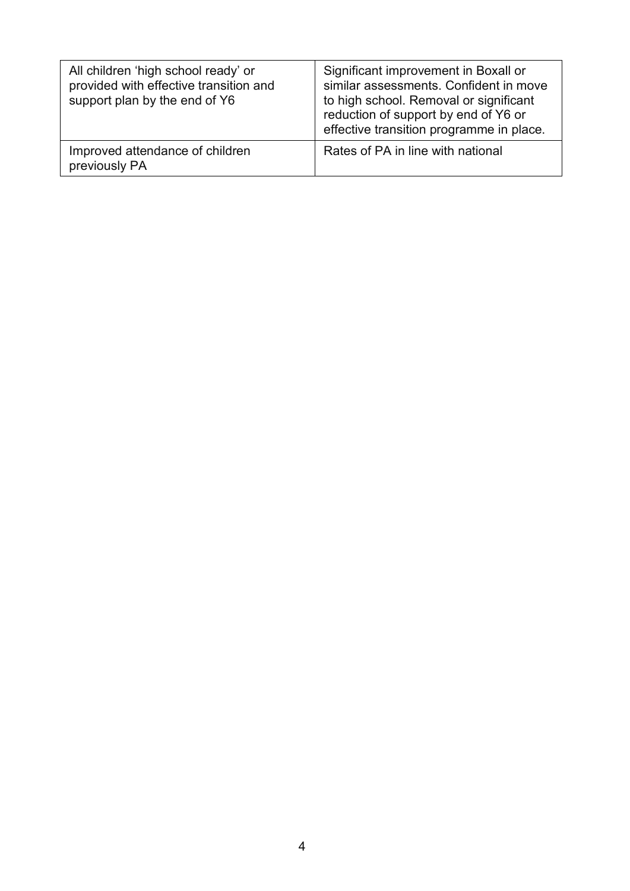| All children 'high school ready' or provided with effective transition and support plan by the end of Y6 | Significant improvement in Boxall or similar assessments. Confident in move to high school. Removal or significant reduction of support by end of Y6 or effective transition programme in place. |
|---|---|
| Improved attendance of children previously PA | Rates of PA in line with national |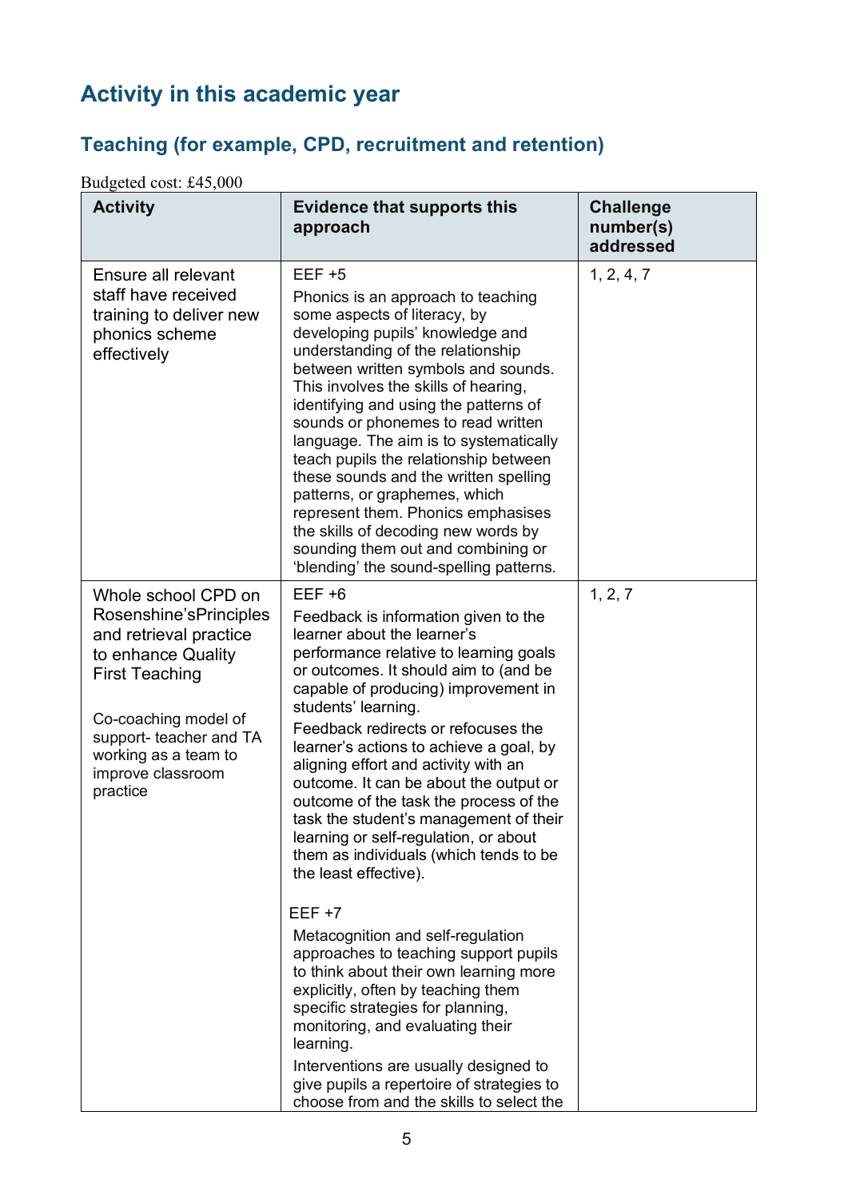## Activity in this academic year

### Teaching (for example, CPD, recruitment and retention)

Budgeted cost: £45,000

| Activity | Evidence that supports this approach | Challenge number(s) addressed |
|---|---|---|
| Ensure all relevant staff have received training to deliver new phonics scheme effectively | EEF +5<br>Phonics is an approach to teaching some aspects of literacy, by developing pupils' knowledge and understanding of the relationship between written symbols and sounds. This involves the skills of hearing, identifying and using the patterns of sounds or phonemes to read written language. The aim is to systematically teach pupils the relationship between these sounds and the written spelling patterns, or graphemes, which represent them. Phonics emphasises the skills of decoding new words by sounding them out and combining or 'blending' the sound-spelling patterns. | 1, 2, 4, 7 |
| Whole school CPD on Rosenshine'sPrinciples and retrieval practice to enhance Quality First Teaching<br><br>Co-coaching model of support- teacher and TA working as a team to improve classroom practice | EEF +6<br>Feedback is information given to the learner about the learner's performance relative to learning goals or outcomes. It should aim to (and be capable of producing) improvement in students' learning.<br>Feedback redirects or refocuses the learner's actions to achieve a goal, by aligning effort and activity with an outcome. It can be about the output or outcome of the task the process of the task the student's management of their learning or self-regulation, or about them as individuals (which tends to be the least effective).<br><br>EEF +7<br>Metacognition and self-regulation approaches to teaching support pupils to think about their own learning more explicitly, often by teaching them specific strategies for planning, monitoring, and evaluating their learning.<br>Interventions are usually designed to give pupils a repertoire of strategies to choose from and the skills to select the | 1, 2, 7 |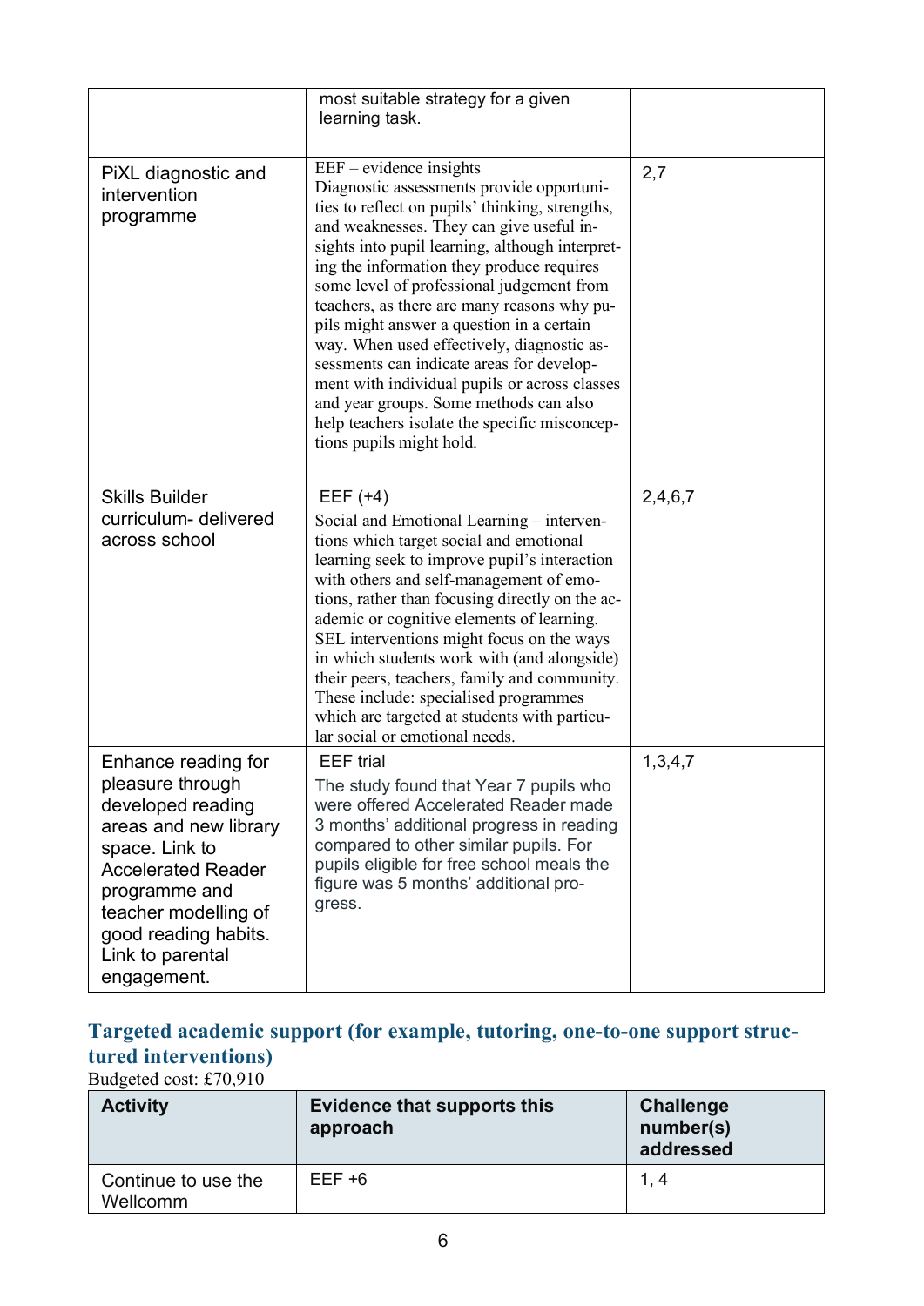| | | |
|---|---|---|
| | most suitable strategy for a given learning task. | |
| PiXL diagnostic and intervention programme | EEF – evidence insights<br>Diagnostic assessments provide opportunities to reflect on pupils' thinking, strengths, and weaknesses. They can give useful insights into pupil learning, although interpreting the information they produce requires some level of professional judgement from teachers, as there are many reasons why pupils might answer a question in a certain way. When used effectively, diagnostic assessments can indicate areas for development with individual pupils or across classes and year groups. Some methods can also help teachers isolate the specific misconceptions pupils might hold. | 2,7 |
| Skills Builder curriculum- delivered across school | EEF (+4)<br>Social and Emotional Learning – interventions which target social and emotional learning seek to improve pupil's interaction with others and self-management of emotions, rather than focusing directly on the academic or cognitive elements of learning. SEL interventions might focus on the ways in which students work with (and alongside) their peers, teachers, family and community. These include: specialised programmes which are targeted at students with particular social or emotional needs. | 2,4,6,7 |
| Enhance reading for pleasure through developed reading areas and new library space. Link to Accelerated Reader programme and teacher modelling of good reading habits. Link to parental engagement. | EEF trial<br>The study found that Year 7 pupils who were offered Accelerated Reader made 3 months' additional progress in reading compared to other similar pupils. For pupils eligible for free school meals the figure was 5 months' additional progress. | 1,3,4,7 |

### Targeted academic support (for example, tutoring, one-to-one support structured interventions)

Budgeted cost: £70,910

| Activity | Evidence that supports this approach | Challenge number(s) addressed |
|---|---|---|
| Continue to use the Wellcomm | EEF +6 | 1, 4 |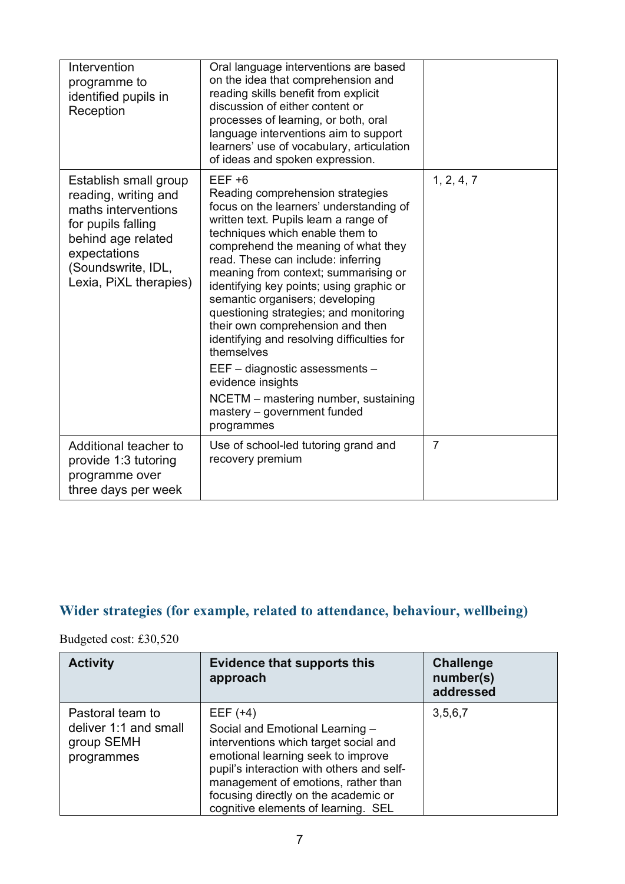| | | |
|---|---|---|
| Intervention programme to identified pupils in Reception | Oral language interventions are based on the idea that comprehension and reading skills benefit from explicit discussion of either content or processes of learning, or both, oral language interventions aim to support learners' use of vocabulary, articulation of ideas and spoken expression. | |
| Establish small group reading, writing and maths interventions for pupils falling behind age related expectations (Soundswrite, IDL, Lexia, PiXL therapies) | EEF +6<br>Reading comprehension strategies focus on the learners' understanding of written text. Pupils learn a range of techniques which enable them to comprehend the meaning of what they read. These can include: inferring meaning from context; summarising or identifying key points; using graphic or semantic organisers; developing questioning strategies; and monitoring their own comprehension and then identifying and resolving difficulties for themselves<br>EEF – diagnostic assessments – evidence insights<br>NCETM – mastering number, sustaining mastery – government funded programmes | 1, 2, 4, 7 |
| Additional teacher to provide 1:3 tutoring programme over three days per week | Use of school-led tutoring grand and recovery premium | 7 |

## Wider strategies (for example, related to attendance, behaviour, wellbeing)

Budgeted cost: £30,520

| Activity | Evidence that supports this approach | Challenge number(s) addressed |
|---|---|---|
| Pastoral team to deliver 1:1 and small group SEMH programmes | EEF (+4)<br>Social and Emotional Learning – interventions which target social and emotional learning seek to improve pupil's interaction with others and self-management of emotions, rather than focusing directly on the academic or cognitive elements of learning. SEL | 3,5,6,7 |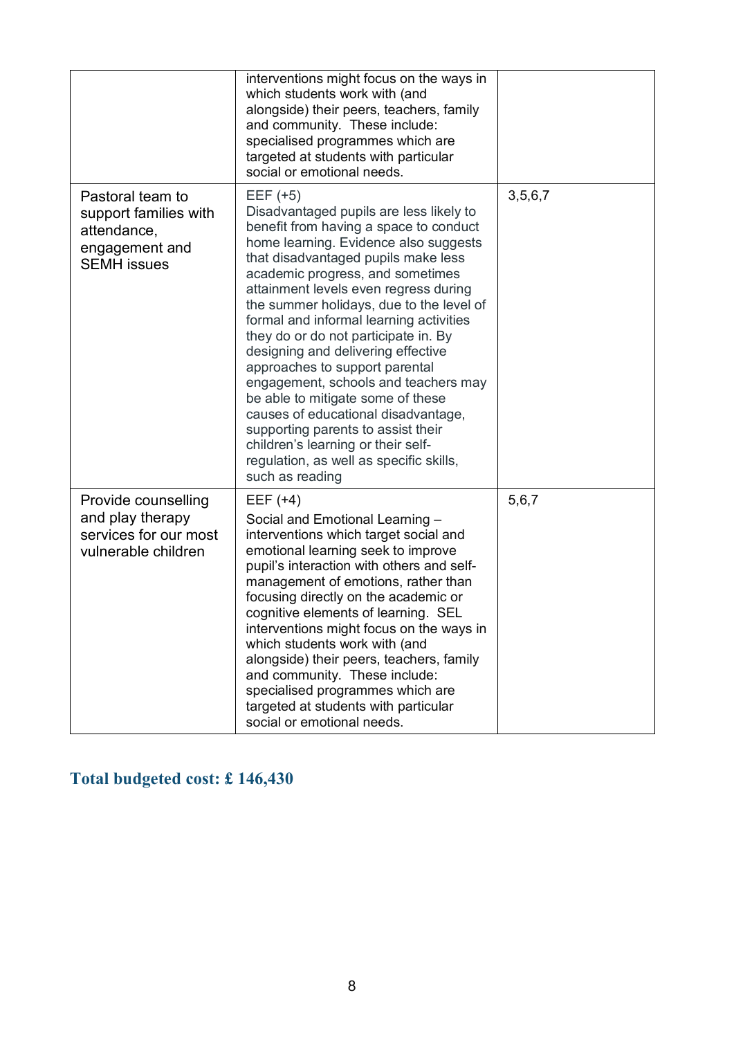| | | |
|---|---|---|
| | interventions might focus on the ways in which students work with (and alongside) their peers, teachers, family and community. These include: specialised programmes which are targeted at students with particular social or emotional needs. | |
| Pastoral team to support families with attendance, engagement and SEMH issues | EEF (+5)<br>Disadvantaged pupils are less likely to benefit from having a space to conduct home learning. Evidence also suggests that disadvantaged pupils make less academic progress, and sometimes attainment levels even regress during the summer holidays, due to the level of formal and informal learning activities they do or do not participate in. By designing and delivering effective approaches to support parental engagement, schools and teachers may be able to mitigate some of these causes of educational disadvantage, supporting parents to assist their children's learning or their self-regulation, as well as specific skills, such as reading | 3,5,6,7 |
| Provide counselling and play therapy services for our most vulnerable children | EEF (+4)<br>Social and Emotional Learning – interventions which target social and emotional learning seek to improve pupil's interaction with others and self-management of emotions, rather than focusing directly on the academic or cognitive elements of learning. SEL interventions might focus on the ways in which students work with (and alongside) their peers, teachers, family and community. These include: specialised programmes which are targeted at students with particular social or emotional needs. | 5,6,7 |

## Total budgeted cost: £ 146,430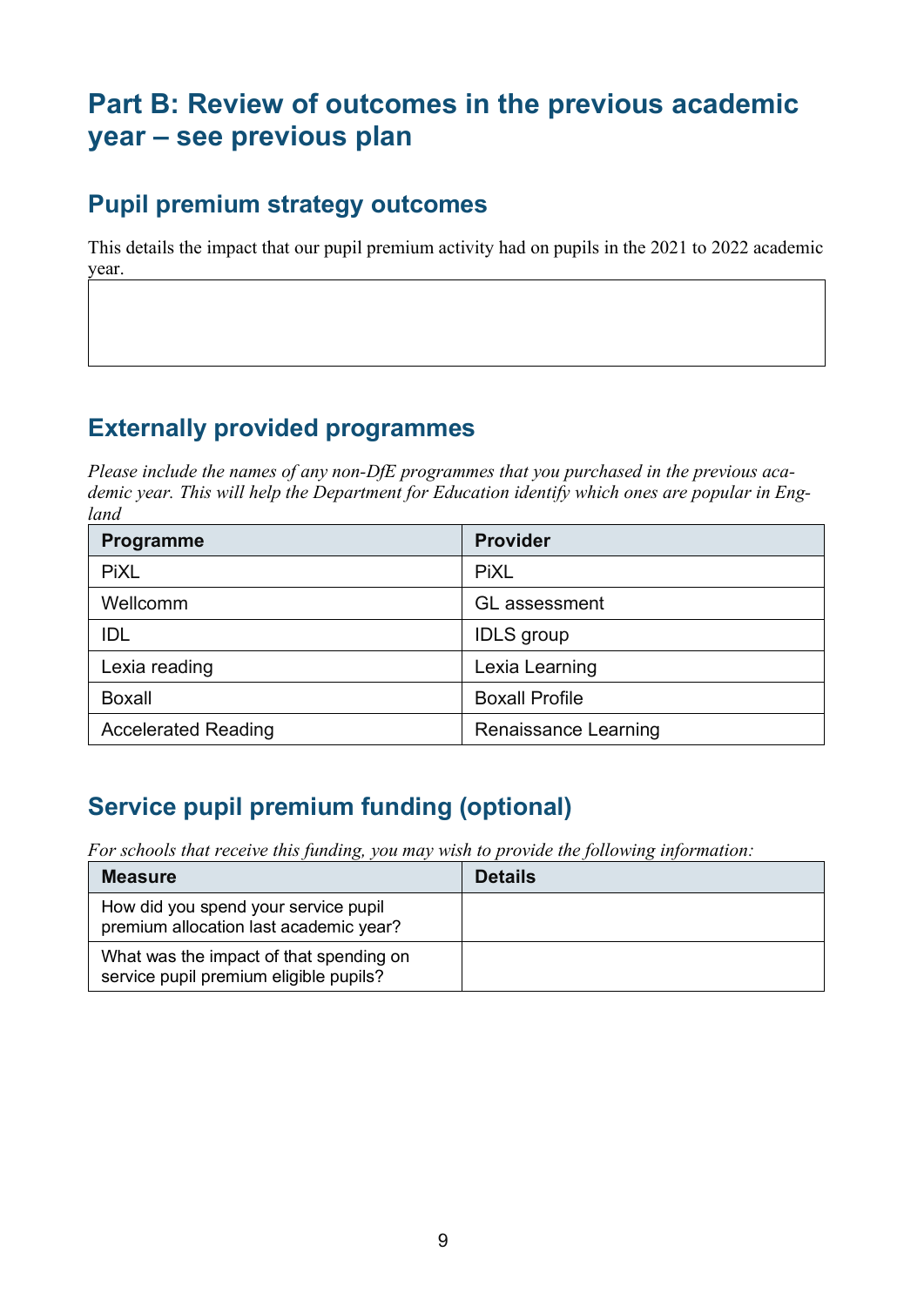# Part B: Review of outcomes in the previous academic year – see previous plan

## Pupil premium strategy outcomes

This details the impact that our pupil premium activity had on pupils in the 2021 to 2022 academic year.

| |
|---|
| |

## Externally provided programmes

*Please include the names of any non-DfE programmes that you purchased in the previous academic year. This will help the Department for Education identify which ones are popular in England*

| Programme | Provider |
|---|---|
| PiXL | PiXL |
| Wellcomm | GL assessment |
| IDL | IDLS group |
| Lexia reading | Lexia Learning |
| Boxall | Boxall Profile |
| Accelerated Reading | Renaissance Learning |

## Service pupil premium funding (optional)

*For schools that receive this funding, you may wish to provide the following information:*

| Measure | Details |
|---|---|
| How did you spend your service pupil premium allocation last academic year? | |
| What was the impact of that spending on service pupil premium eligible pupils? | |